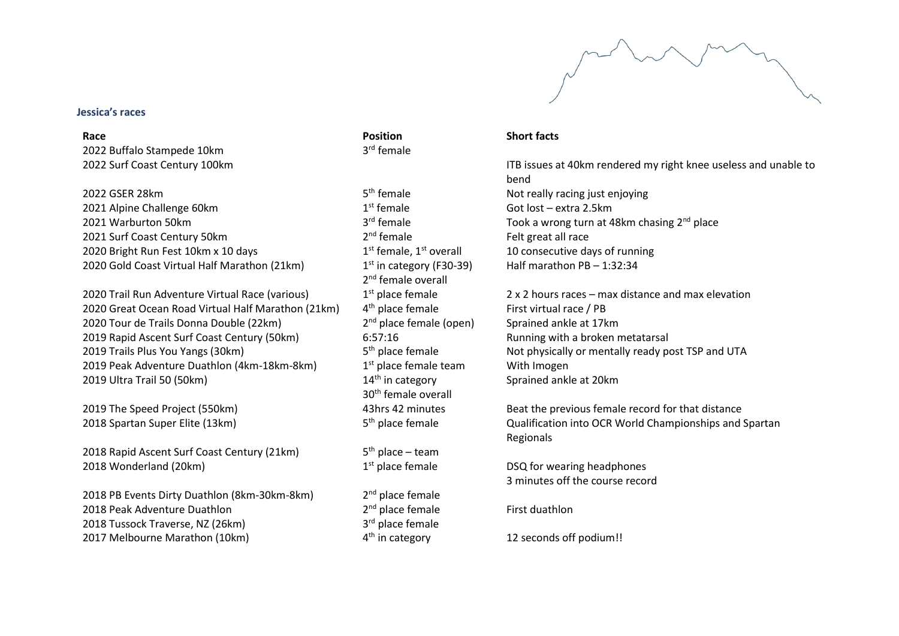### Jessica's races

| Race | Position | Short facts |
|---|---|---|
| 2022 Buffalo Stampede 10km | 3rd female | |
| 2022 Surf Coast Century 100km | | ITB issues at 40km rendered my right knee useless and unable to bend |
| 2022 GSER 28km | 5th female | Not really racing just enjoying |
| 2021 Alpine Challenge 60km | 1st female | Got lost – extra 2.5km |
| 2021 Warburton 50km | 3rd female | Took a wrong turn at 48km chasing 2nd place |
| 2021 Surf Coast Century 50km | 2nd female | Felt great all race |
| 2020 Bright Run Fest 10km x 10 days | 1st female, 1st overall | 10 consecutive days of running |
| 2020 Gold Coast Virtual Half Marathon (21km) | 1st in category (F30-39) 2nd female overall | Half marathon PB – 1:32:34 |
| 2020 Trail Run Adventure Virtual Race (various) | 1st place female | 2 x 2 hours races – max distance and max elevation |
| 2020 Great Ocean Road Virtual Half Marathon (21km) | 4th place female | First virtual race / PB |
| 2020 Tour de Trails Donna Double (22km) | 2nd place female (open) | Sprained ankle at 17km |
| 2019 Rapid Ascent Surf Coast Century (50km) | 6:57:16 | Running with a broken metatarsal |
| 2019 Trails Plus You Yangs (30km) | 5th place female | Not physically or mentally ready post TSP and UTA |
| 2019 Peak Adventure Duathlon (4km-18km-8km) | 1st place female team | With Imogen |
| 2019 Ultra Trail 50 (50km) | 14th in category 30th female overall | Sprained ankle at 20km |
| 2019 The Speed Project (550km) | 43hrs 42 minutes | Beat the previous female record for that distance |
| 2018 Spartan Super Elite (13km) | 5th place female | Qualification into OCR World Championships and Spartan Regionals |
| 2018 Rapid Ascent Surf Coast Century (21km) | 5th place – team | |
| 2018 Wonderland (20km) | 1st place female | DSQ for wearing headphones 3 minutes off the course record |
| 2018 PB Events Dirty Duathlon (8km-30km-8km) | 2nd place female | |
| 2018 Peak Adventure Duathlon | 2nd place female | First duathlon |
| 2018 Tussock Traverse, NZ (26km) | 3rd place female | |
| 2017 Melbourne Marathon (10km) | 4th in category | 12 seconds off podium!! |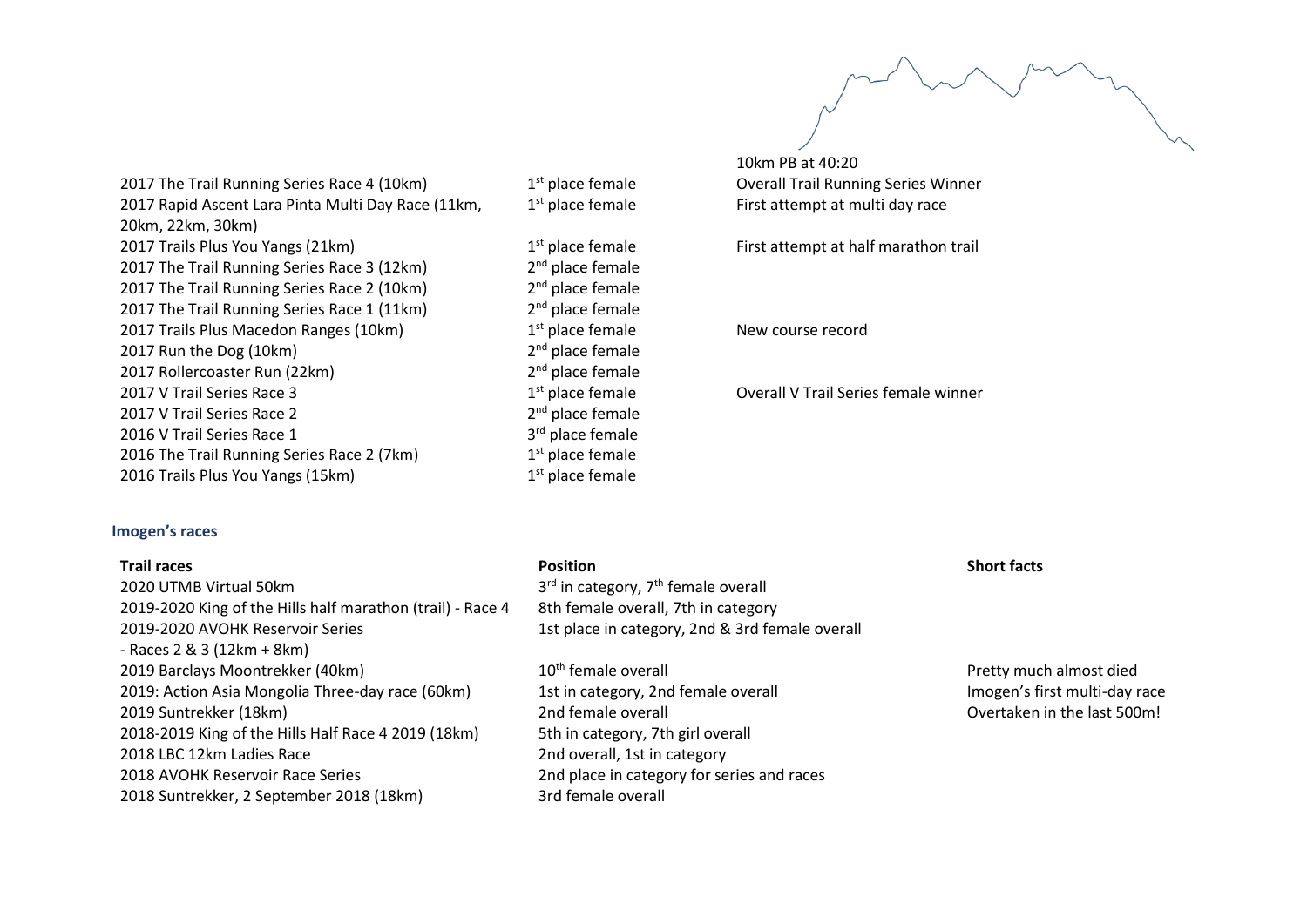| | | |
|---|---|---|
| | | 10km PB at 40:20 |
| 2017 The Trail Running Series Race 4 (10km) | 1st place female | Overall Trail Running Series Winner |
| 2017 Rapid Ascent Lara Pinta Multi Day Race (11km, 20km, 22km, 30km) | 1st place female | First attempt at multi day race |
| 2017 Trails Plus You Yangs (21km) | 1st place female | First attempt at half marathon trail |
| 2017 The Trail Running Series Race 3 (12km) | 2nd place female | |
| 2017 The Trail Running Series Race 2 (10km) | 2nd place female | |
| 2017 The Trail Running Series Race 1 (11km) | 2nd place female | |
| 2017 Trails Plus Macedon Ranges (10km) | 1st place female | New course record |
| 2017 Run the Dog (10km) | 2nd place female | |
| 2017 Rollercoaster Run (22km) | 2nd place female | |
| 2017 V Trail Series Race 3 | 1st place female | Overall V Trail Series female winner |
| 2017 V Trail Series Race 2 | 2nd place female | |
| 2016 V Trail Series Race 1 | 3rd place female | |
| 2016 The Trail Running Series Race 2 (7km) | 1st place female | |
| 2016 Trails Plus You Yangs (15km) | 1st place female | |

### Imogen's races

| Trail races | Position | Short facts |
|---|---|---|
| 2020 UTMB Virtual 50km | 3rd in category, 7th female overall | |
| 2019-2020 King of the Hills half marathon (trail) - Race 4 | 8th female overall, 7th in category | |
| 2019-2020 AVOHK Reservoir Series - Races 2 & 3 (12km + 8km) | 1st place in category, 2nd & 3rd female overall | |
| 2019 Barclays Moontrekker (40km) | 10th female overall | Pretty much almost died |
| 2019: Action Asia Mongolia Three-day race (60km) | 1st in category, 2nd female overall | Imogen's first multi-day race |
| 2019 Suntrekker (18km) | 2nd female overall | Overtaken in the last 500m! |
| 2018-2019 King of the Hills Half Race 4 2019 (18km) | 5th in category, 7th girl overall | |
| 2018 LBC 12km Ladies Race | 2nd overall, 1st in category | |
| 2018 AVOHK Reservoir Race Series | 2nd place in category for series and races | |
| 2018 Suntrekker, 2 September 2018 (18km) | 3rd female overall | |